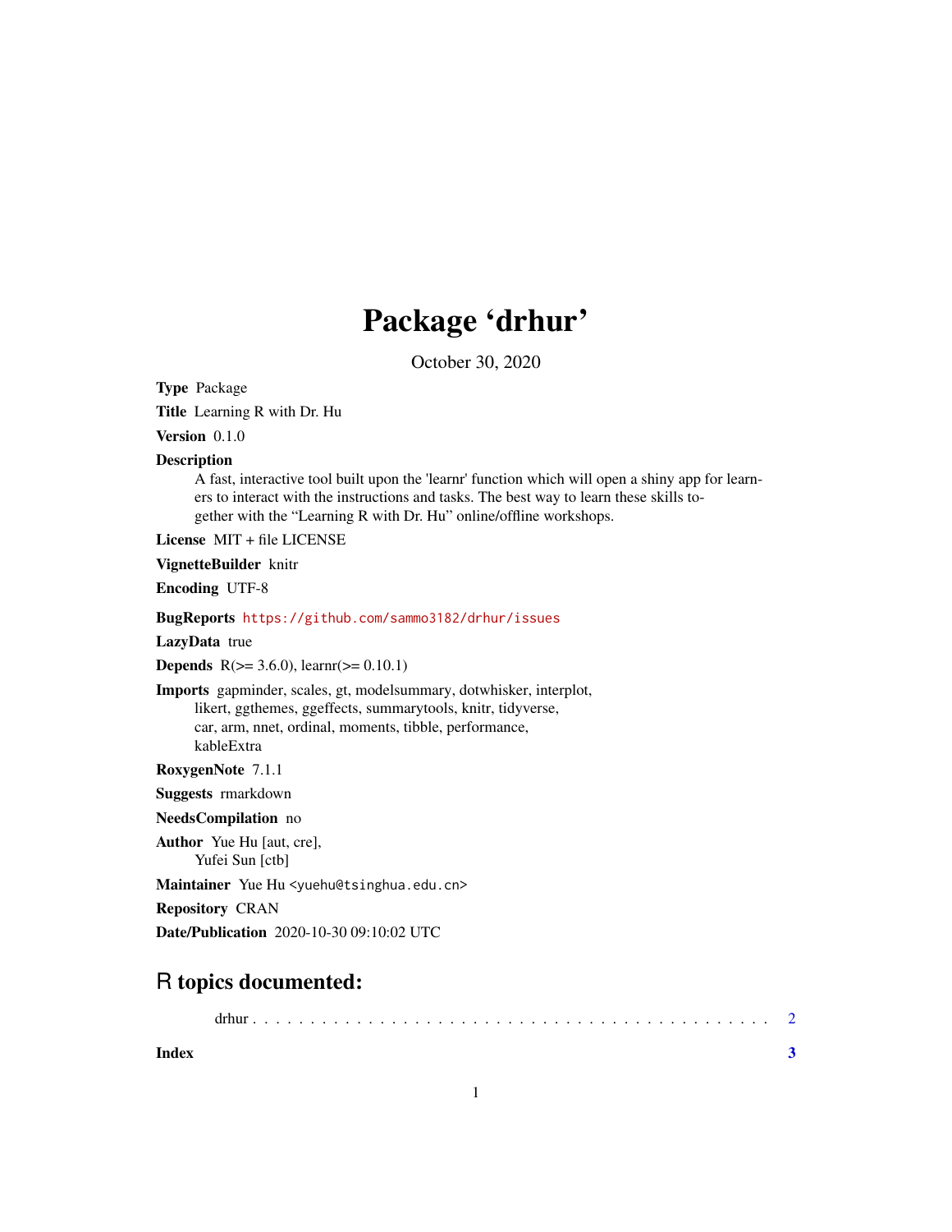# Package 'drhur'

October 30, 2020

**Type** Package

**Title** Learning R with Dr. Hu

**Version** 0.1.0

**Description** A fast, interactive tool built upon the 'learnr' function which will open a shiny app for learners to interact with the instructions and tasks. The best way to learn these skills together with the "Learning R with Dr. Hu" online/offline workshops.

**License** MIT + file LICENSE

**VignetteBuilder** knitr

**Encoding** UTF-8

**BugReports** https://github.com/sammo3182/drhur/issues

**LazyData** true

**Depends** R(>= 3.6.0), learnr(>= 0.10.1)

**Imports** gapminder, scales, gt, modelsummary, dotwhisker, interplot, likert, ggthemes, ggeffects, summarytools, knitr, tidyverse, car, arm, nnet, ordinal, moments, tibble, performance, kableExtra

**RoxygenNote** 7.1.1

**Suggests** rmarkdown

**NeedsCompilation** no

**Author** Yue Hu [aut, cre], Yufei Sun [ctb]

**Maintainer** Yue Hu <yuehu@tsinghua.edu.cn>

**Repository** CRAN

**Date/Publication** 2020-10-30 09:10:02 UTC

## R topics documented:

drhur . . . . . . . . . . . . . . . . . . . . . . . . . . . . . . . . . . . . . . . . . . . 2

**Index** **3**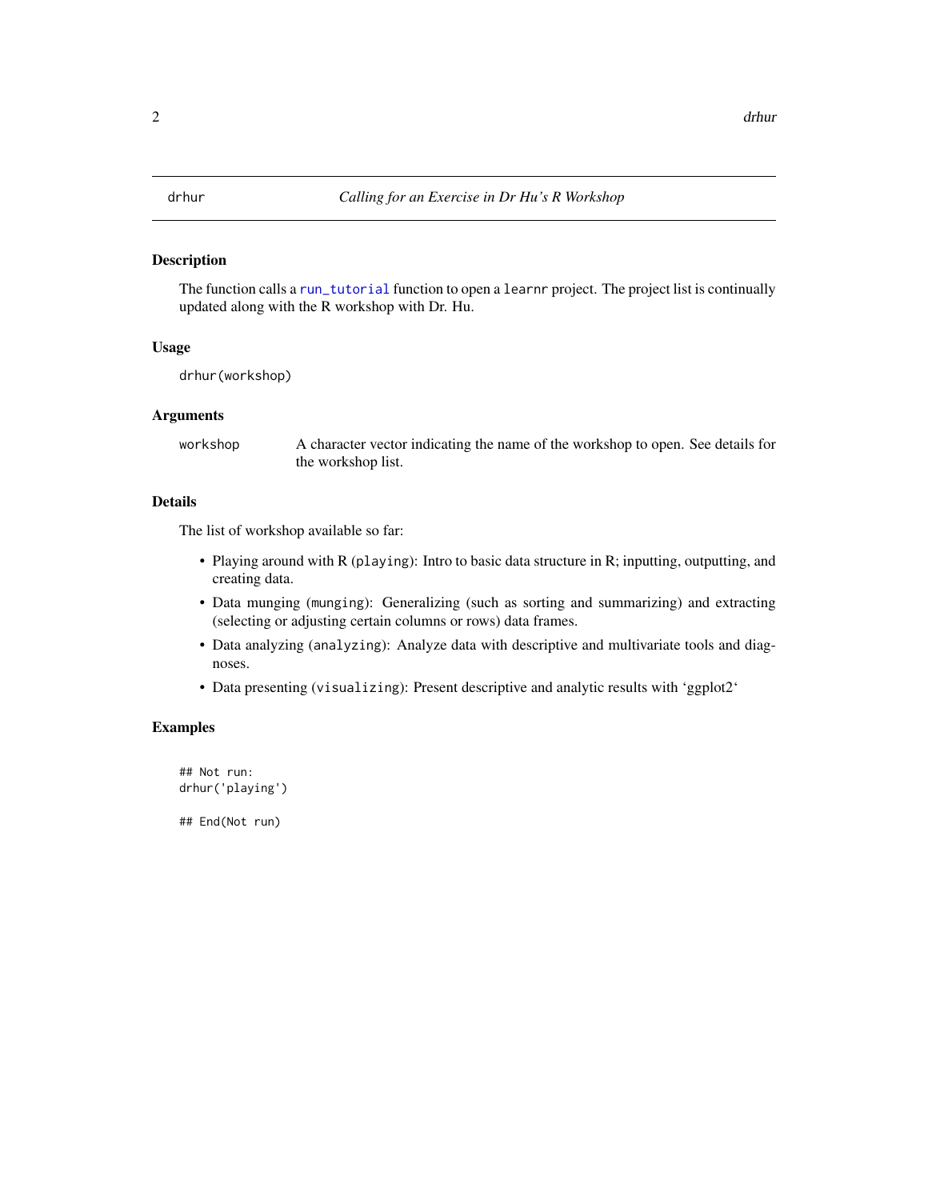drhur *Calling for an Exercise in Dr Hu's R Workshop*

## Description

The function calls a `run_tutorial` function to open a `learnr` project. The project list is continually updated along with the R workshop with Dr. Hu.

## Usage

```
drhur(workshop)
```

## Arguments

| | |
|---|---|
| `workshop` | A character vector indicating the name of the workshop to open. See details for the workshop list. |

## Details

The list of workshop available so far:

- Playing around with R (`playing`): Intro to basic data structure in R; inputting, outputting, and creating data.
- Data munging (`munging`): Generalizing (such as sorting and summarizing) and extracting (selecting or adjusting certain columns or rows) data frames.
- Data analyzing (`analyzing`): Analyze data with descriptive and multivariate tools and diagnoses.
- Data presenting (`visualizing`): Present descriptive and analytic results with 'ggplot2'

## Examples

```
## Not run:
drhur('playing')

## End(Not run)
```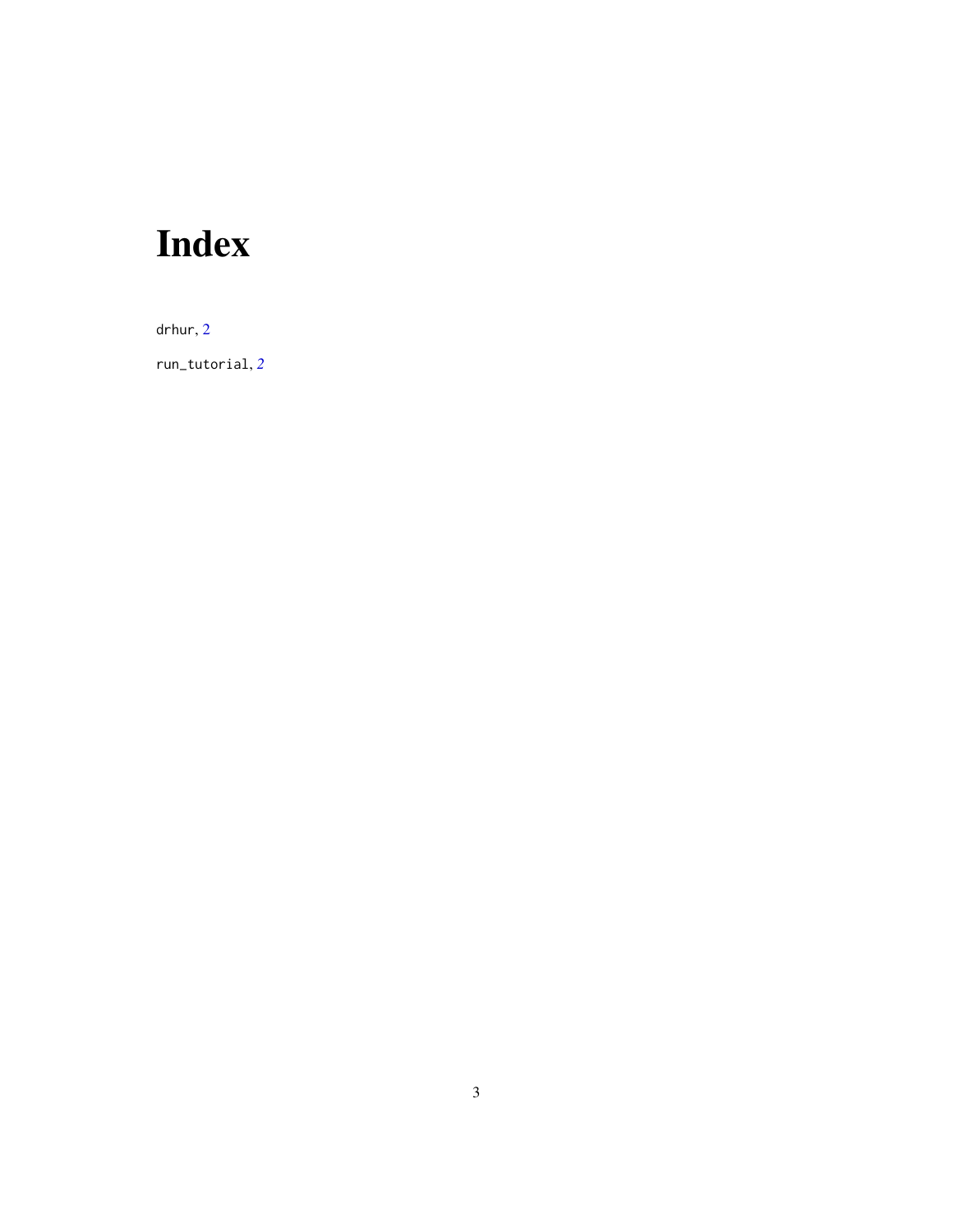# Index

drhur, 2

run_tutorial, *2*